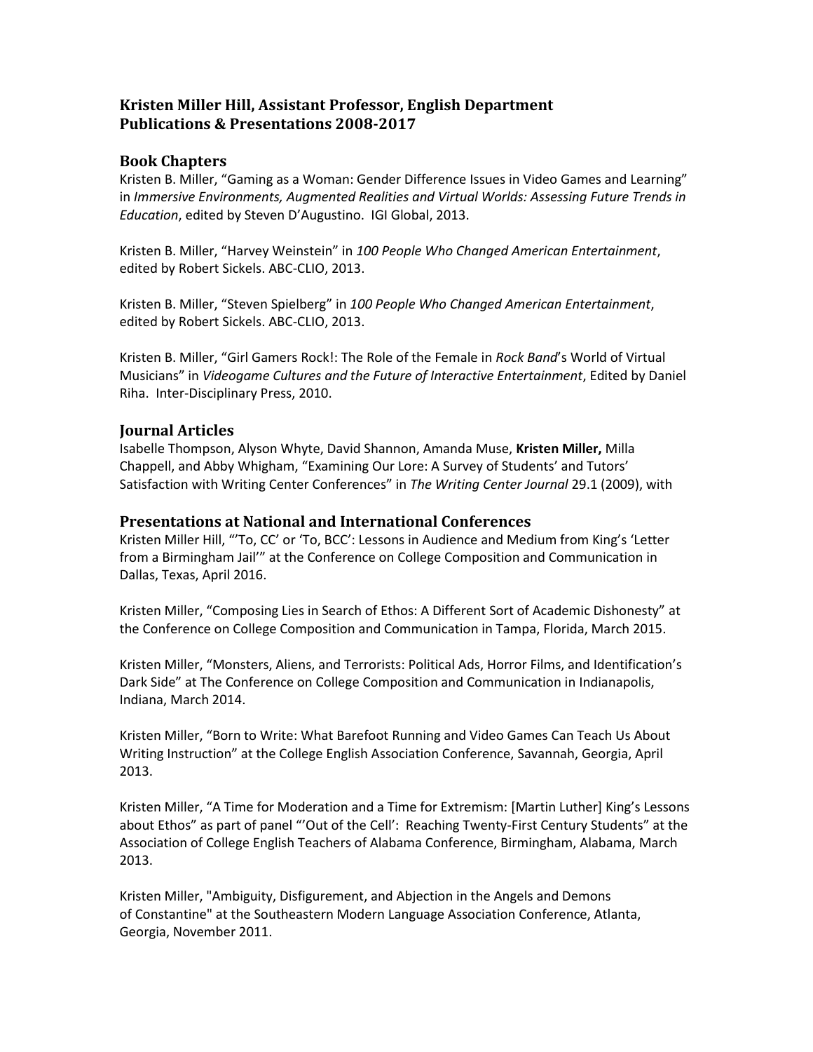**Kristen Miller Hill, Assistant Professor, English Department**
**Publications & Presentations 2008-2017**

## Book Chapters

Kristen B. Miller, "Gaming as a Woman: Gender Difference Issues in Video Games and Learning" in *Immersive Environments, Augmented Realities and Virtual Worlds: Assessing Future Trends in Education*, edited by Steven D'Augustino. IGI Global, 2013.

Kristen B. Miller, "Harvey Weinstein" in *100 People Who Changed American Entertainment*, edited by Robert Sickels. ABC-CLIO, 2013.

Kristen B. Miller, "Steven Spielberg" in *100 People Who Changed American Entertainment*, edited by Robert Sickels. ABC-CLIO, 2013.

Kristen B. Miller, "Girl Gamers Rock!: The Role of the Female in *Rock Band*'s World of Virtual Musicians" in *Videogame Cultures and the Future of Interactive Entertainment*, Edited by Daniel Riha. Inter-Disciplinary Press, 2010.

## Journal Articles

Isabelle Thompson, Alyson Whyte, David Shannon, Amanda Muse, **Kristen Miller,** Milla Chappell, and Abby Whigham, "Examining Our Lore: A Survey of Students' and Tutors' Satisfaction with Writing Center Conferences" in *The Writing Center Journal* 29.1 (2009), with

## Presentations at National and International Conferences

Kristen Miller Hill, "'To, CC' or 'To, BCC': Lessons in Audience and Medium from King's 'Letter from a Birmingham Jail'" at the Conference on College Composition and Communication in Dallas, Texas, April 2016.

Kristen Miller, "Composing Lies in Search of Ethos: A Different Sort of Academic Dishonesty" at the Conference on College Composition and Communication in Tampa, Florida, March 2015.

Kristen Miller, "Monsters, Aliens, and Terrorists: Political Ads, Horror Films, and Identification's Dark Side" at The Conference on College Composition and Communication in Indianapolis, Indiana, March 2014.

Kristen Miller, "Born to Write: What Barefoot Running and Video Games Can Teach Us About Writing Instruction" at the College English Association Conference, Savannah, Georgia, April 2013.

Kristen Miller, "A Time for Moderation and a Time for Extremism: [Martin Luther] King's Lessons about Ethos" as part of panel "'Out of the Cell': Reaching Twenty-First Century Students" at the Association of College English Teachers of Alabama Conference, Birmingham, Alabama, March 2013.

Kristen Miller, "Ambiguity, Disfigurement, and Abjection in the Angels and Demons of Constantine" at the Southeastern Modern Language Association Conference, Atlanta, Georgia, November 2011.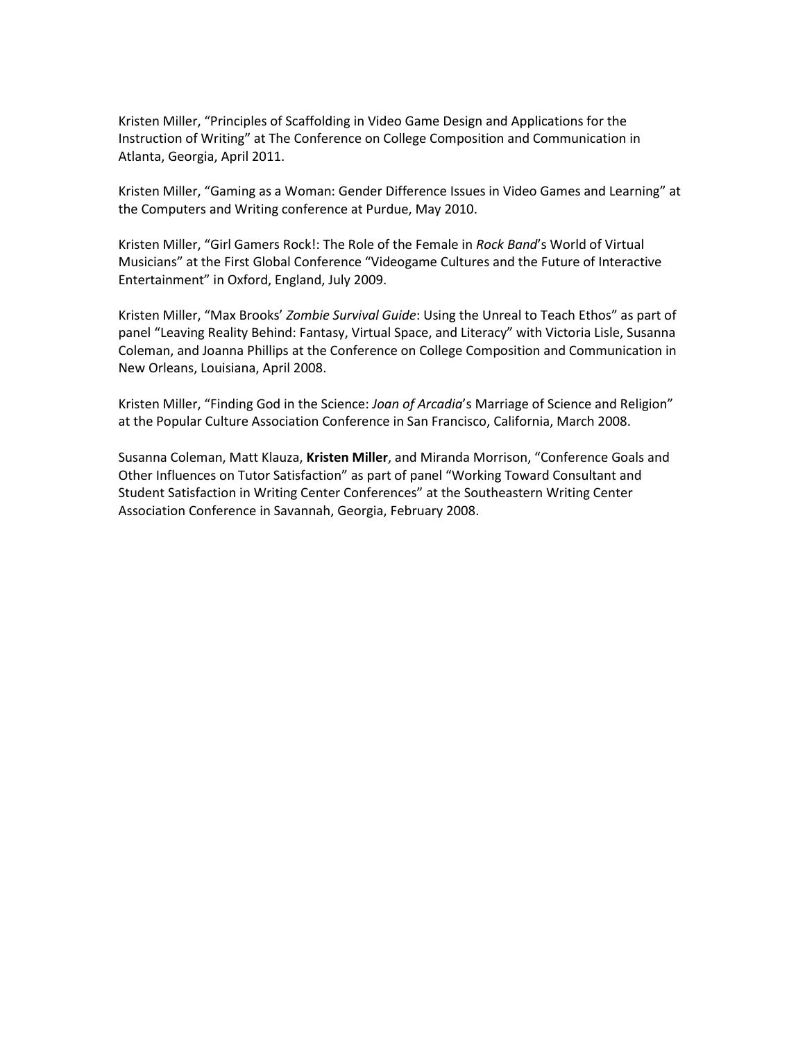Kristen Miller, “Principles of Scaffolding in Video Game Design and Applications for the Instruction of Writing” at The Conference on College Composition and Communication in Atlanta, Georgia, April 2011.

Kristen Miller, “Gaming as a Woman: Gender Difference Issues in Video Games and Learning” at the Computers and Writing conference at Purdue, May 2010.

Kristen Miller, “Girl Gamers Rock!: The Role of the Female in *Rock Band*’s World of Virtual Musicians” at the First Global Conference “Videogame Cultures and the Future of Interactive Entertainment” in Oxford, England, July 2009.

Kristen Miller, “Max Brooks’ *Zombie Survival Guide*: Using the Unreal to Teach Ethos” as part of panel “Leaving Reality Behind: Fantasy, Virtual Space, and Literacy” with Victoria Lisle, Susanna Coleman, and Joanna Phillips at the Conference on College Composition and Communication in New Orleans, Louisiana, April 2008.

Kristen Miller, “Finding God in the Science: *Joan of Arcadia*’s Marriage of Science and Religion” at the Popular Culture Association Conference in San Francisco, California, March 2008.

Susanna Coleman, Matt Klauza, **Kristen Miller**, and Miranda Morrison, “Conference Goals and Other Influences on Tutor Satisfaction” as part of panel “Working Toward Consultant and Student Satisfaction in Writing Center Conferences” at the Southeastern Writing Center Association Conference in Savannah, Georgia, February 2008.